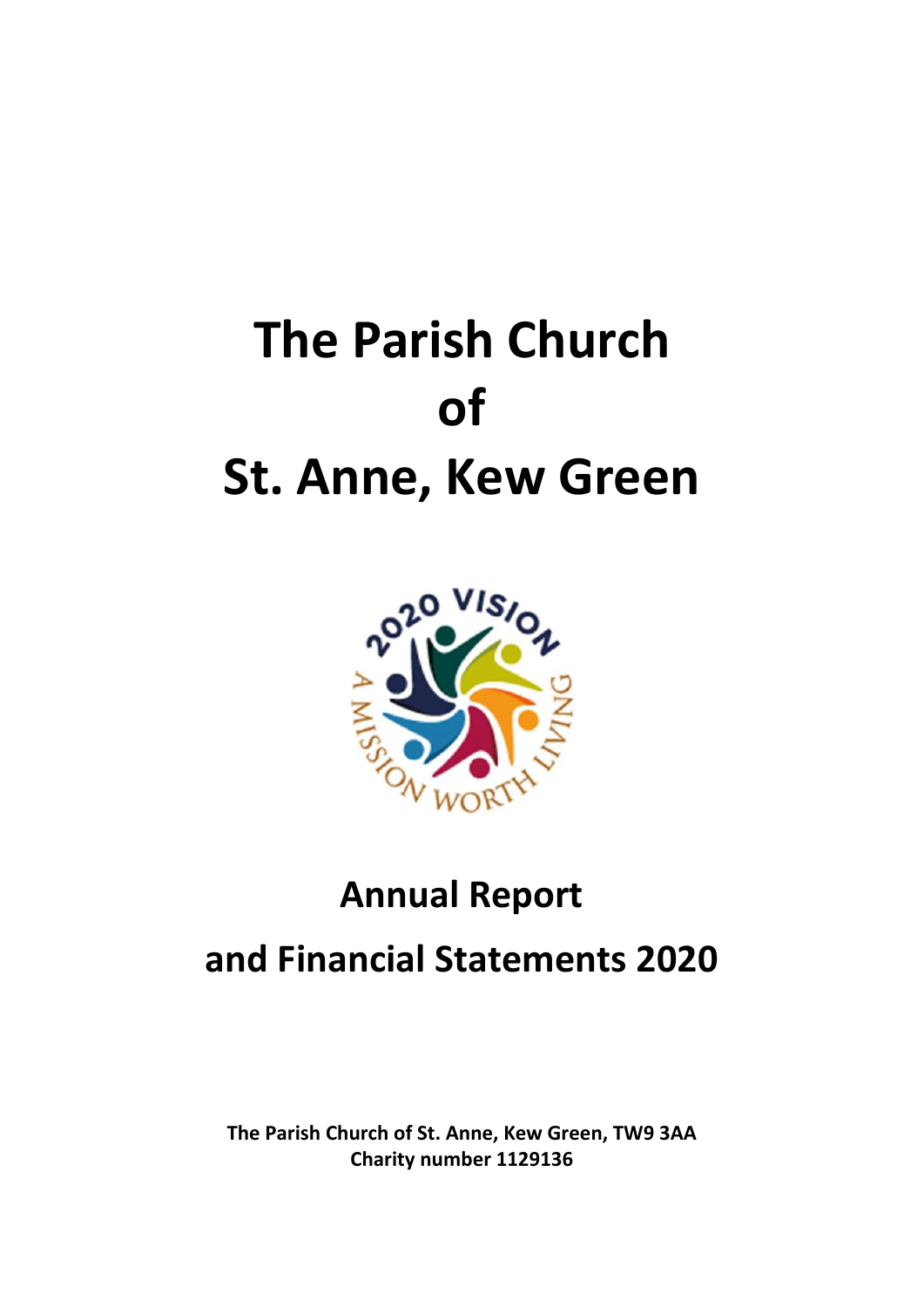# The Parish Church of St. Anne, Kew Green

## Annual Report and Financial Statements 2020

**The Parish Church of St. Anne, Kew Green, TW9 3AA**
**Charity number 1129136**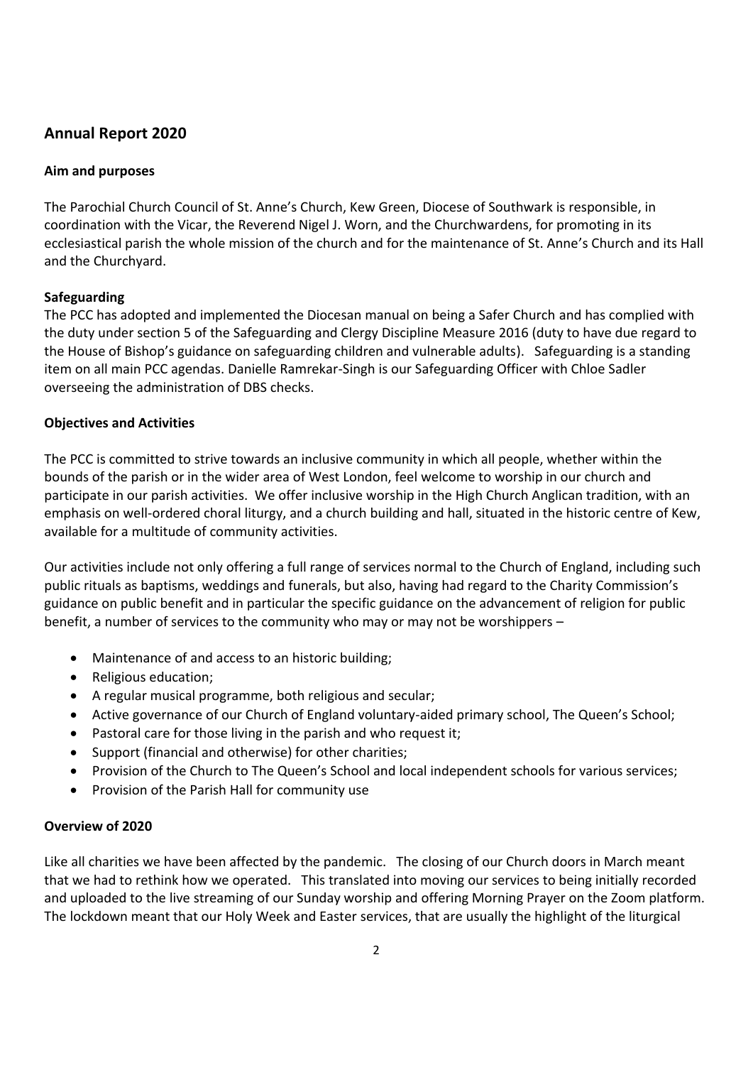## Annual Report 2020

**Aim and purposes**

The Parochial Church Council of St. Anne's Church, Kew Green, Diocese of Southwark is responsible, in coordination with the Vicar, the Reverend Nigel J. Worn, and the Churchwardens, for promoting in its ecclesiastical parish the whole mission of the church and for the maintenance of St. Anne's Church and its Hall and the Churchyard.

**Safeguarding**

The PCC has adopted and implemented the Diocesan manual on being a Safer Church and has complied with the duty under section 5 of the Safeguarding and Clergy Discipline Measure 2016 (duty to have due regard to the House of Bishop's guidance on safeguarding children and vulnerable adults). Safeguarding is a standing item on all main PCC agendas. Danielle Ramrekar-Singh is our Safeguarding Officer with Chloe Sadler overseeing the administration of DBS checks.

**Objectives and Activities**

The PCC is committed to strive towards an inclusive community in which all people, whether within the bounds of the parish or in the wider area of West London, feel welcome to worship in our church and participate in our parish activities. We offer inclusive worship in the High Church Anglican tradition, with an emphasis on well-ordered choral liturgy, and a church building and hall, situated in the historic centre of Kew, available for a multitude of community activities.

Our activities include not only offering a full range of services normal to the Church of England, including such public rituals as baptisms, weddings and funerals, but also, having had regard to the Charity Commission's guidance on public benefit and in particular the specific guidance on the advancement of religion for public benefit, a number of services to the community who may or may not be worshippers –

- Maintenance of and access to an historic building;
- Religious education;
- A regular musical programme, both religious and secular;
- Active governance of our Church of England voluntary-aided primary school, The Queen's School;
- Pastoral care for those living in the parish and who request it;
- Support (financial and otherwise) for other charities;
- Provision of the Church to The Queen's School and local independent schools for various services;
- Provision of the Parish Hall for community use

**Overview of 2020**

Like all charities we have been affected by the pandemic. The closing of our Church doors in March meant that we had to rethink how we operated. This translated into moving our services to being initially recorded and uploaded to the live streaming of our Sunday worship and offering Morning Prayer on the Zoom platform. The lockdown meant that our Holy Week and Easter services, that are usually the highlight of the liturgical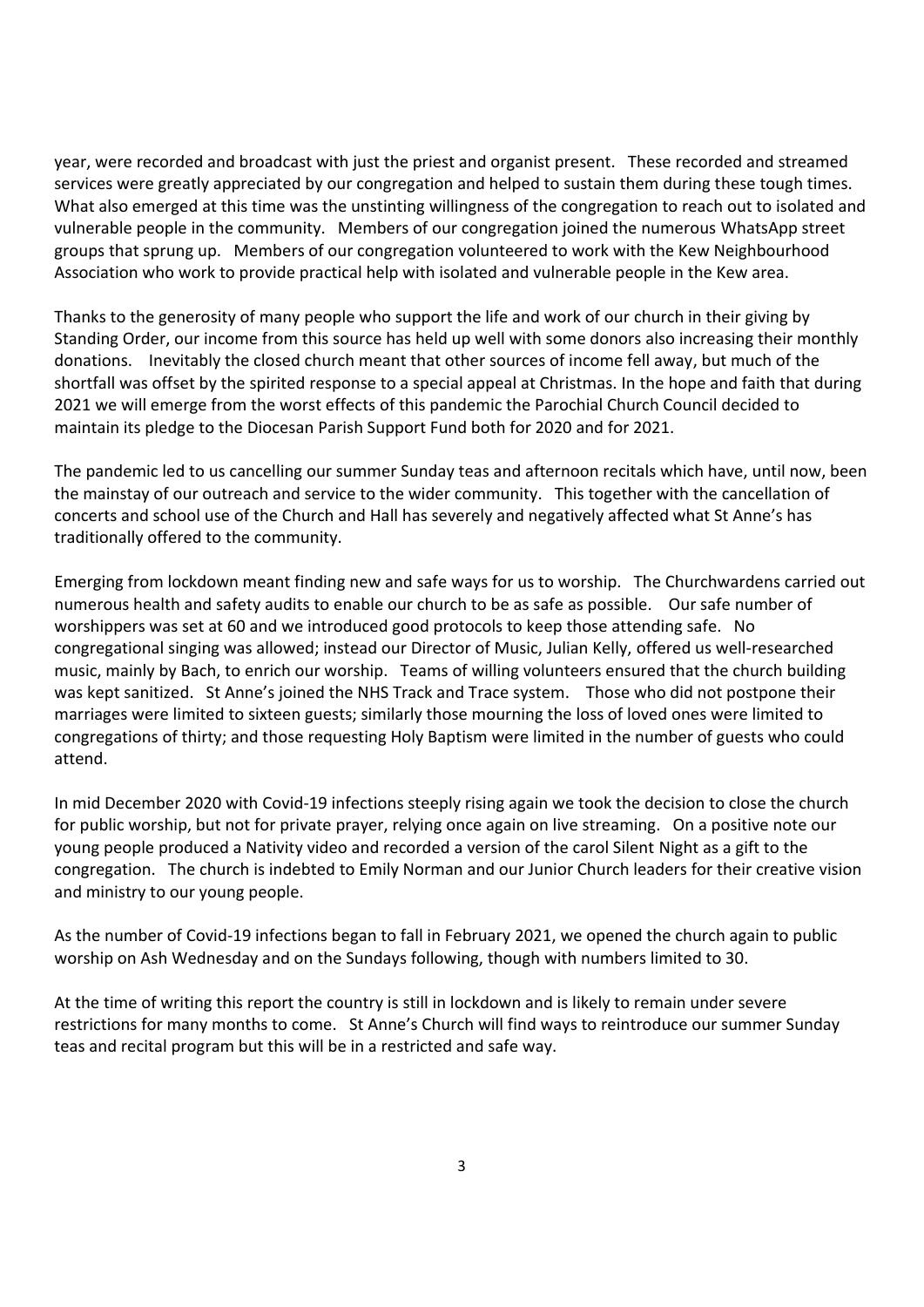year, were recorded and broadcast with just the priest and organist present. These recorded and streamed services were greatly appreciated by our congregation and helped to sustain them during these tough times. What also emerged at this time was the unstinting willingness of the congregation to reach out to isolated and vulnerable people in the community. Members of our congregation joined the numerous WhatsApp street groups that sprung up. Members of our congregation volunteered to work with the Kew Neighbourhood Association who work to provide practical help with isolated and vulnerable people in the Kew area.

Thanks to the generosity of many people who support the life and work of our church in their giving by Standing Order, our income from this source has held up well with some donors also increasing their monthly donations. Inevitably the closed church meant that other sources of income fell away, but much of the shortfall was offset by the spirited response to a special appeal at Christmas. In the hope and faith that during 2021 we will emerge from the worst effects of this pandemic the Parochial Church Council decided to maintain its pledge to the Diocesan Parish Support Fund both for 2020 and for 2021.

The pandemic led to us cancelling our summer Sunday teas and afternoon recitals which have, until now, been the mainstay of our outreach and service to the wider community. This together with the cancellation of concerts and school use of the Church and Hall has severely and negatively affected what St Anne's has traditionally offered to the community.

Emerging from lockdown meant finding new and safe ways for us to worship. The Churchwardens carried out numerous health and safety audits to enable our church to be as safe as possible. Our safe number of worshippers was set at 60 and we introduced good protocols to keep those attending safe. No congregational singing was allowed; instead our Director of Music, Julian Kelly, offered us well-researched music, mainly by Bach, to enrich our worship. Teams of willing volunteers ensured that the church building was kept sanitized. St Anne's joined the NHS Track and Trace system. Those who did not postpone their marriages were limited to sixteen guests; similarly those mourning the loss of loved ones were limited to congregations of thirty; and those requesting Holy Baptism were limited in the number of guests who could attend.

In mid December 2020 with Covid-19 infections steeply rising again we took the decision to close the church for public worship, but not for private prayer, relying once again on live streaming. On a positive note our young people produced a Nativity video and recorded a version of the carol Silent Night as a gift to the congregation. The church is indebted to Emily Norman and our Junior Church leaders for their creative vision and ministry to our young people.

As the number of Covid-19 infections began to fall in February 2021, we opened the church again to public worship on Ash Wednesday and on the Sundays following, though with numbers limited to 30.

At the time of writing this report the country is still in lockdown and is likely to remain under severe restrictions for many months to come. St Anne's Church will find ways to reintroduce our summer Sunday teas and recital program but this will be in a restricted and safe way.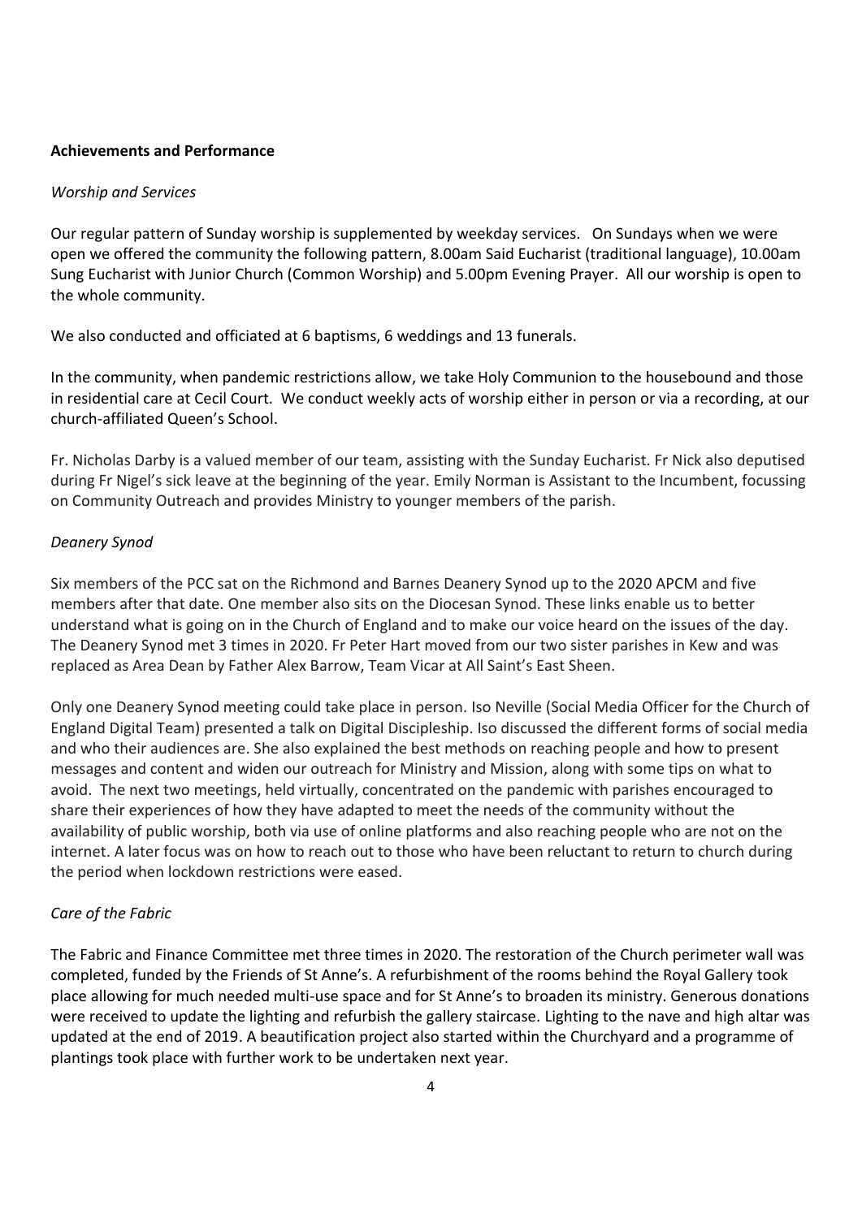## Achievements and Performance

### *Worship and Services*

Our regular pattern of Sunday worship is supplemented by weekday services. On Sundays when we were open we offered the community the following pattern, 8.00am Said Eucharist (traditional language), 10.00am Sung Eucharist with Junior Church (Common Worship) and 5.00pm Evening Prayer. All our worship is open to the whole community.

We also conducted and officiated at 6 baptisms, 6 weddings and 13 funerals.

In the community, when pandemic restrictions allow, we take Holy Communion to the housebound and those in residential care at Cecil Court. We conduct weekly acts of worship either in person or via a recording, at our church-affiliated Queen's School.

Fr. Nicholas Darby is a valued member of our team, assisting with the Sunday Eucharist. Fr Nick also deputised during Fr Nigel's sick leave at the beginning of the year. Emily Norman is Assistant to the Incumbent, focussing on Community Outreach and provides Ministry to younger members of the parish.

### *Deanery Synod*

Six members of the PCC sat on the Richmond and Barnes Deanery Synod up to the 2020 APCM and five members after that date. One member also sits on the Diocesan Synod. These links enable us to better understand what is going on in the Church of England and to make our voice heard on the issues of the day. The Deanery Synod met 3 times in 2020. Fr Peter Hart moved from our two sister parishes in Kew and was replaced as Area Dean by Father Alex Barrow, Team Vicar at All Saint's East Sheen.

Only one Deanery Synod meeting could take place in person. Iso Neville (Social Media Officer for the Church of England Digital Team) presented a talk on Digital Discipleship. Iso discussed the different forms of social media and who their audiences are. She also explained the best methods on reaching people and how to present messages and content and widen our outreach for Ministry and Mission, along with some tips on what to avoid. The next two meetings, held virtually, concentrated on the pandemic with parishes encouraged to share their experiences of how they have adapted to meet the needs of the community without the availability of public worship, both via use of online platforms and also reaching people who are not on the internet. A later focus was on how to reach out to those who have been reluctant to return to church during the period when lockdown restrictions were eased.

### *Care of the Fabric*

The Fabric and Finance Committee met three times in 2020. The restoration of the Church perimeter wall was completed, funded by the Friends of St Anne's. A refurbishment of the rooms behind the Royal Gallery took place allowing for much needed multi-use space and for St Anne's to broaden its ministry. Generous donations were received to update the lighting and refurbish the gallery staircase. Lighting to the nave and high altar was updated at the end of 2019. A beautification project also started within the Churchyard and a programme of plantings took place with further work to be undertaken next year.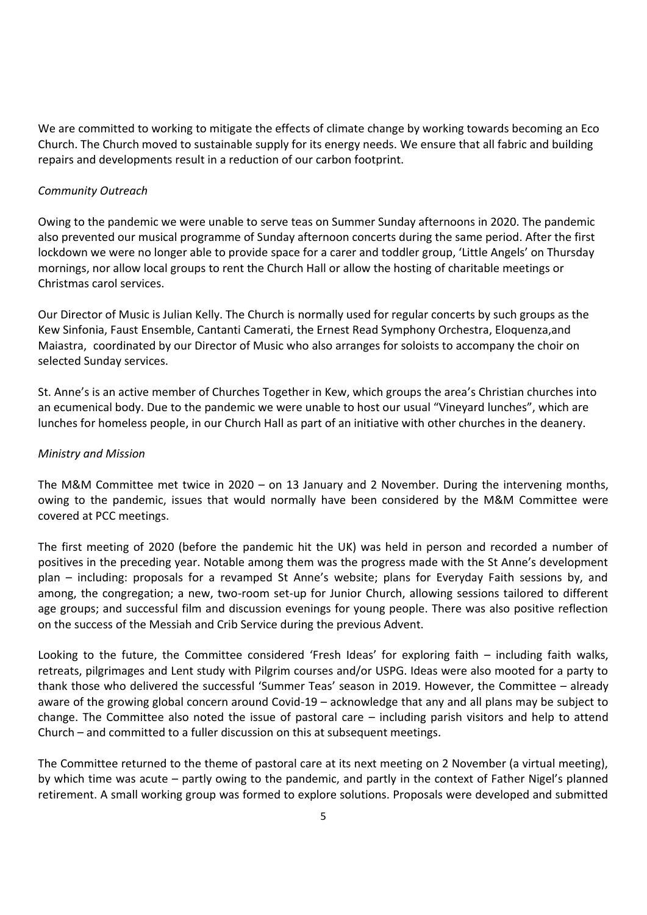We are committed to working to mitigate the effects of climate change by working towards becoming an Eco Church. The Church moved to sustainable supply for its energy needs. We ensure that all fabric and building repairs and developments result in a reduction of our carbon footprint.

*Community Outreach*

Owing to the pandemic we were unable to serve teas on Summer Sunday afternoons in 2020. The pandemic also prevented our musical programme of Sunday afternoon concerts during the same period. After the first lockdown we were no longer able to provide space for a carer and toddler group, 'Little Angels' on Thursday mornings, nor allow local groups to rent the Church Hall or allow the hosting of charitable meetings or Christmas carol services.

Our Director of Music is Julian Kelly. The Church is normally used for regular concerts by such groups as the Kew Sinfonia, Faust Ensemble, Cantanti Camerati, the Ernest Read Symphony Orchestra, Eloquenza,and Maiastra, coordinated by our Director of Music who also arranges for soloists to accompany the choir on selected Sunday services.

St. Anne's is an active member of Churches Together in Kew, which groups the area's Christian churches into an ecumenical body. Due to the pandemic we were unable to host our usual "Vineyard lunches", which are lunches for homeless people, in our Church Hall as part of an initiative with other churches in the deanery.

*Ministry and Mission*

The M&M Committee met twice in 2020 – on 13 January and 2 November. During the intervening months, owing to the pandemic, issues that would normally have been considered by the M&M Committee were covered at PCC meetings.

The first meeting of 2020 (before the pandemic hit the UK) was held in person and recorded a number of positives in the preceding year. Notable among them was the progress made with the St Anne's development plan – including: proposals for a revamped St Anne's website; plans for Everyday Faith sessions by, and among, the congregation; a new, two-room set-up for Junior Church, allowing sessions tailored to different age groups; and successful film and discussion evenings for young people. There was also positive reflection on the success of the Messiah and Crib Service during the previous Advent.

Looking to the future, the Committee considered 'Fresh Ideas' for exploring faith – including faith walks, retreats, pilgrimages and Lent study with Pilgrim courses and/or USPG. Ideas were also mooted for a party to thank those who delivered the successful 'Summer Teas' season in 2019. However, the Committee – already aware of the growing global concern around Covid-19 – acknowledge that any and all plans may be subject to change. The Committee also noted the issue of pastoral care – including parish visitors and help to attend Church – and committed to a fuller discussion on this at subsequent meetings.

The Committee returned to the theme of pastoral care at its next meeting on 2 November (a virtual meeting), by which time was acute – partly owing to the pandemic, and partly in the context of Father Nigel's planned retirement. A small working group was formed to explore solutions. Proposals were developed and submitted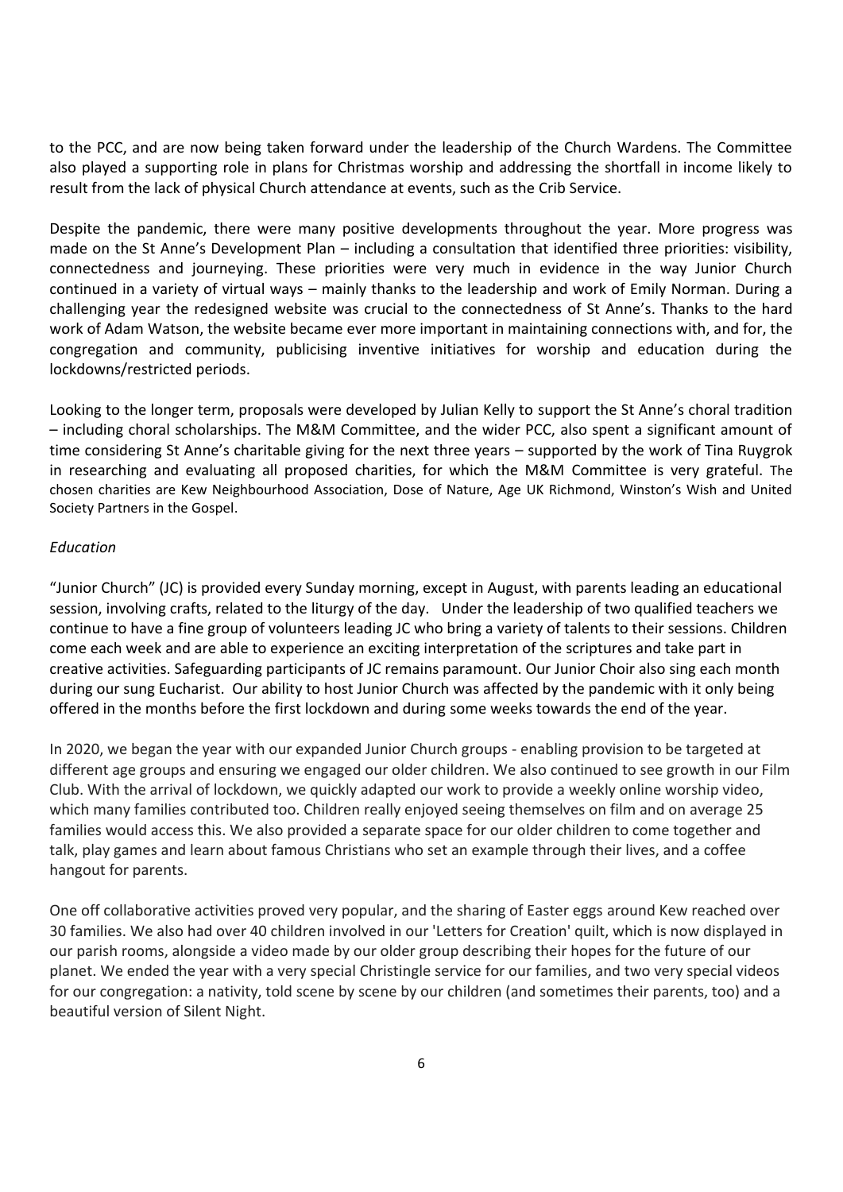to the PCC, and are now being taken forward under the leadership of the Church Wardens. The Committee also played a supporting role in plans for Christmas worship and addressing the shortfall in income likely to result from the lack of physical Church attendance at events, such as the Crib Service.

Despite the pandemic, there were many positive developments throughout the year. More progress was made on the St Anne's Development Plan – including a consultation that identified three priorities: visibility, connectedness and journeying. These priorities were very much in evidence in the way Junior Church continued in a variety of virtual ways – mainly thanks to the leadership and work of Emily Norman. During a challenging year the redesigned website was crucial to the connectedness of St Anne's. Thanks to the hard work of Adam Watson, the website became ever more important in maintaining connections with, and for, the congregation and community, publicising inventive initiatives for worship and education during the lockdowns/restricted periods.

Looking to the longer term, proposals were developed by Julian Kelly to support the St Anne's choral tradition – including choral scholarships. The M&M Committee, and the wider PCC, also spent a significant amount of time considering St Anne's charitable giving for the next three years – supported by the work of Tina Ruygrok in researching and evaluating all proposed charities, for which the M&M Committee is very grateful. The chosen charities are Kew Neighbourhood Association, Dose of Nature, Age UK Richmond, Winston's Wish and United Society Partners in the Gospel.

*Education*

"Junior Church" (JC) is provided every Sunday morning, except in August, with parents leading an educational session, involving crafts, related to the liturgy of the day. Under the leadership of two qualified teachers we continue to have a fine group of volunteers leading JC who bring a variety of talents to their sessions. Children come each week and are able to experience an exciting interpretation of the scriptures and take part in creative activities. Safeguarding participants of JC remains paramount. Our Junior Choir also sing each month during our sung Eucharist. Our ability to host Junior Church was affected by the pandemic with it only being offered in the months before the first lockdown and during some weeks towards the end of the year.

In 2020, we began the year with our expanded Junior Church groups - enabling provision to be targeted at different age groups and ensuring we engaged our older children. We also continued to see growth in our Film Club. With the arrival of lockdown, we quickly adapted our work to provide a weekly online worship video, which many families contributed too. Children really enjoyed seeing themselves on film and on average 25 families would access this. We also provided a separate space for our older children to come together and talk, play games and learn about famous Christians who set an example through their lives, and a coffee hangout for parents.

One off collaborative activities proved very popular, and the sharing of Easter eggs around Kew reached over 30 families. We also had over 40 children involved in our 'Letters for Creation' quilt, which is now displayed in our parish rooms, alongside a video made by our older group describing their hopes for the future of our planet. We ended the year with a very special Christingle service for our families, and two very special videos for our congregation: a nativity, told scene by scene by our children (and sometimes their parents, too) and a beautiful version of Silent Night.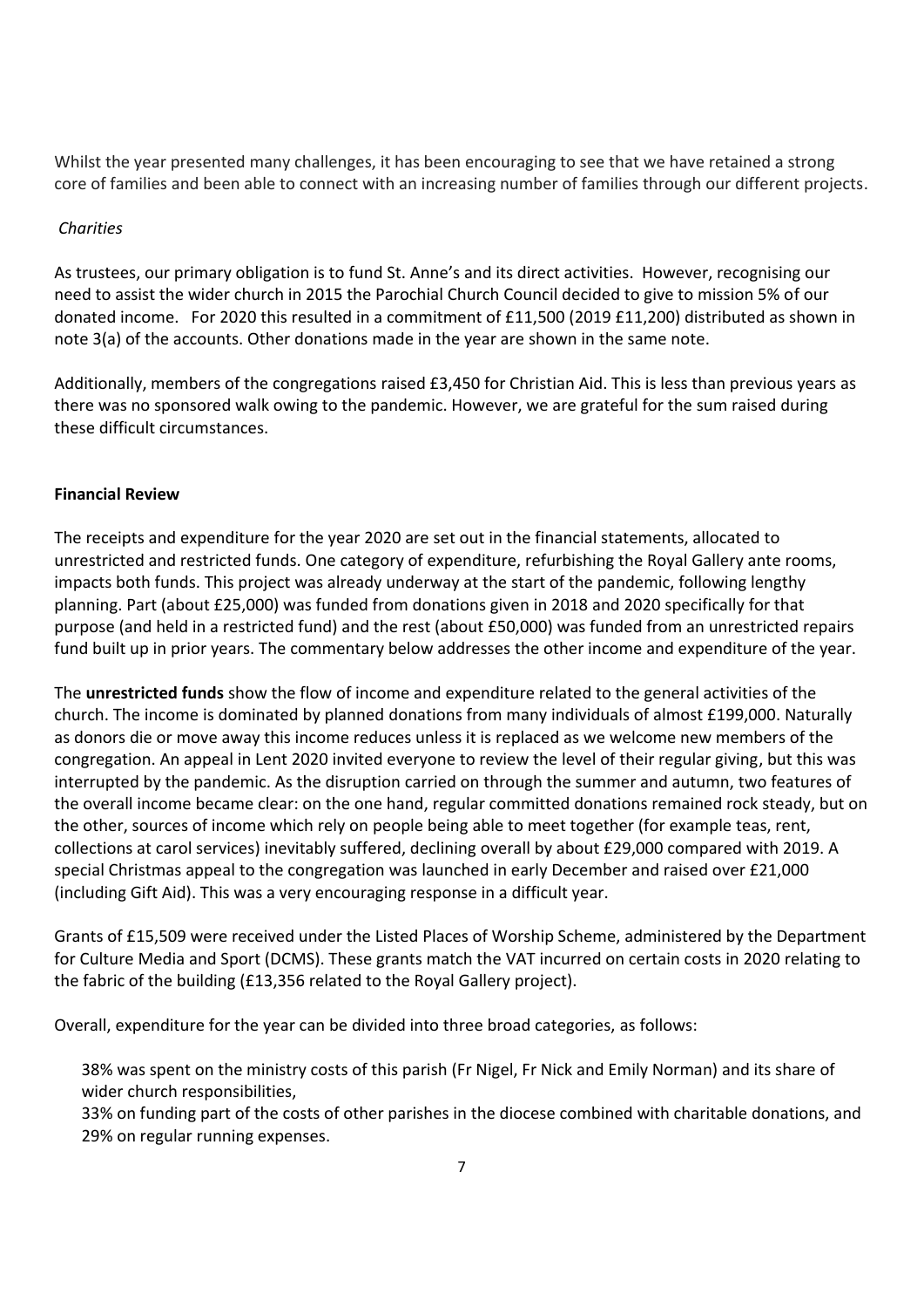Whilst the year presented many challenges, it has been encouraging to see that we have retained a strong core of families and been able to connect with an increasing number of families through our different projects.

*Charities*

As trustees, our primary obligation is to fund St. Anne's and its direct activities. However, recognising our need to assist the wider church in 2015 the Parochial Church Council decided to give to mission 5% of our donated income. For 2020 this resulted in a commitment of £11,500 (2019 £11,200) distributed as shown in note 3(a) of the accounts. Other donations made in the year are shown in the same note.

Additionally, members of the congregations raised £3,450 for Christian Aid. This is less than previous years as there was no sponsored walk owing to the pandemic. However, we are grateful for the sum raised during these difficult circumstances.

**Financial Review**

The receipts and expenditure for the year 2020 are set out in the financial statements, allocated to unrestricted and restricted funds. One category of expenditure, refurbishing the Royal Gallery ante rooms, impacts both funds. This project was already underway at the start of the pandemic, following lengthy planning. Part (about £25,000) was funded from donations given in 2018 and 2020 specifically for that purpose (and held in a restricted fund) and the rest (about £50,000) was funded from an unrestricted repairs fund built up in prior years. The commentary below addresses the other income and expenditure of the year.

The **unrestricted funds** show the flow of income and expenditure related to the general activities of the church. The income is dominated by planned donations from many individuals of almost £199,000. Naturally as donors die or move away this income reduces unless it is replaced as we welcome new members of the congregation. An appeal in Lent 2020 invited everyone to review the level of their regular giving, but this was interrupted by the pandemic. As the disruption carried on through the summer and autumn, two features of the overall income became clear: on the one hand, regular committed donations remained rock steady, but on the other, sources of income which rely on people being able to meet together (for example teas, rent, collections at carol services) inevitably suffered, declining overall by about £29,000 compared with 2019. A special Christmas appeal to the congregation was launched in early December and raised over £21,000 (including Gift Aid). This was a very encouraging response in a difficult year.

Grants of £15,509 were received under the Listed Places of Worship Scheme, administered by the Department for Culture Media and Sport (DCMS). These grants match the VAT incurred on certain costs in 2020 relating to the fabric of the building (£13,356 related to the Royal Gallery project).

Overall, expenditure for the year can be divided into three broad categories, as follows:

38% was spent on the ministry costs of this parish (Fr Nigel, Fr Nick and Emily Norman) and its share of wider church responsibilities,
33% on funding part of the costs of other parishes in the diocese combined with charitable donations, and
29% on regular running expenses.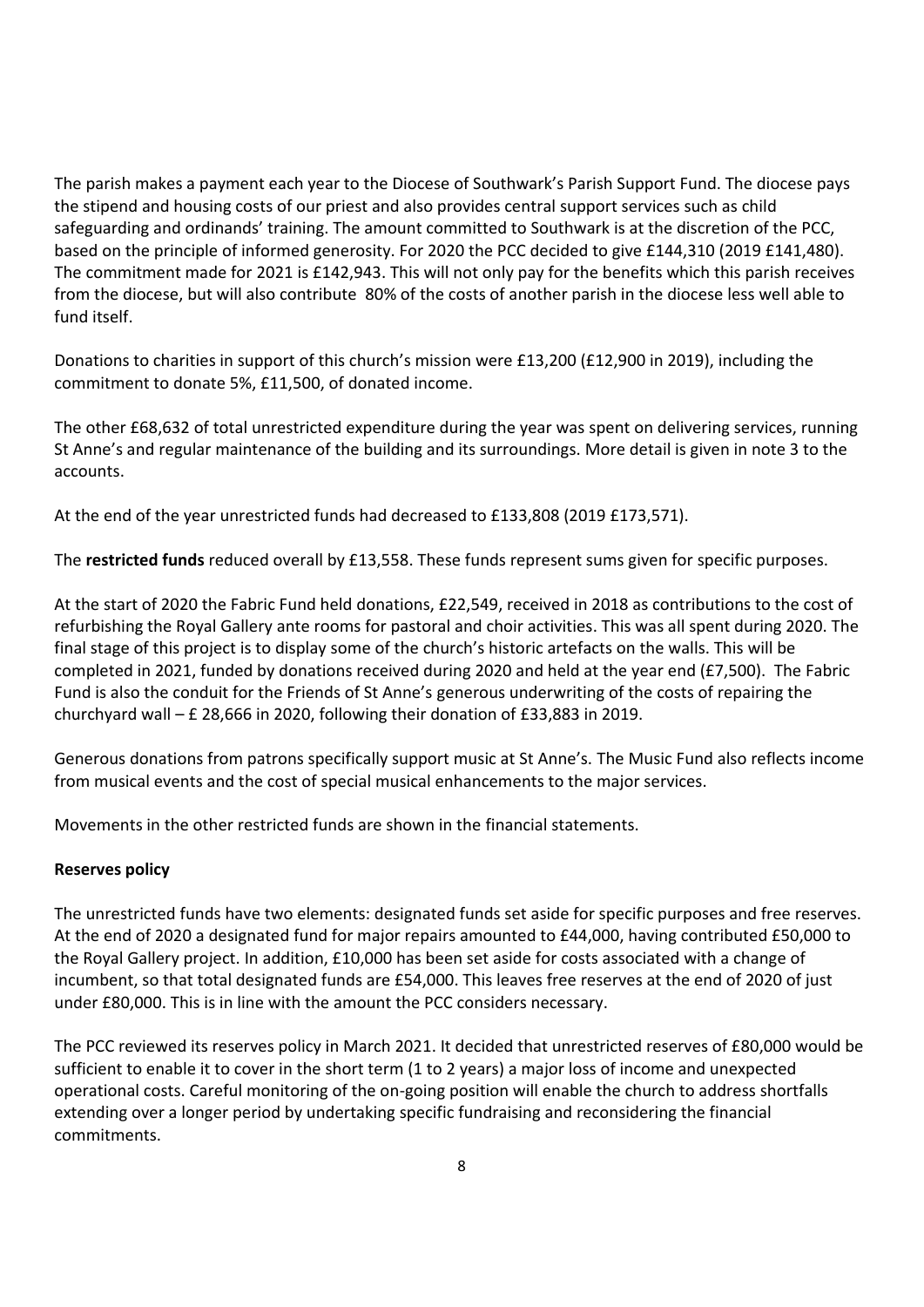The parish makes a payment each year to the Diocese of Southwark's Parish Support Fund. The diocese pays the stipend and housing costs of our priest and also provides central support services such as child safeguarding and ordinands' training. The amount committed to Southwark is at the discretion of the PCC, based on the principle of informed generosity. For 2020 the PCC decided to give £144,310 (2019 £141,480). The commitment made for 2021 is £142,943. This will not only pay for the benefits which this parish receives from the diocese, but will also contribute 80% of the costs of another parish in the diocese less well able to fund itself.

Donations to charities in support of this church's mission were £13,200 (£12,900 in 2019), including the commitment to donate 5%, £11,500, of donated income.

The other £68,632 of total unrestricted expenditure during the year was spent on delivering services, running St Anne's and regular maintenance of the building and its surroundings. More detail is given in note 3 to the accounts.

At the end of the year unrestricted funds had decreased to £133,808 (2019 £173,571).

The **restricted funds** reduced overall by £13,558. These funds represent sums given for specific purposes.

At the start of 2020 the Fabric Fund held donations, £22,549, received in 2018 as contributions to the cost of refurbishing the Royal Gallery ante rooms for pastoral and choir activities. This was all spent during 2020. The final stage of this project is to display some of the church's historic artefacts on the walls. This will be completed in 2021, funded by donations received during 2020 and held at the year end (£7,500). The Fabric Fund is also the conduit for the Friends of St Anne's generous underwriting of the costs of repairing the churchyard wall – £ 28,666 in 2020, following their donation of £33,883 in 2019.

Generous donations from patrons specifically support music at St Anne's. The Music Fund also reflects income from musical events and the cost of special musical enhancements to the major services.

Movements in the other restricted funds are shown in the financial statements.

**Reserves policy**

The unrestricted funds have two elements: designated funds set aside for specific purposes and free reserves. At the end of 2020 a designated fund for major repairs amounted to £44,000, having contributed £50,000 to the Royal Gallery project. In addition, £10,000 has been set aside for costs associated with a change of incumbent, so that total designated funds are £54,000. This leaves free reserves at the end of 2020 of just under £80,000. This is in line with the amount the PCC considers necessary.

The PCC reviewed its reserves policy in March 2021. It decided that unrestricted reserves of £80,000 would be sufficient to enable it to cover in the short term (1 to 2 years) a major loss of income and unexpected operational costs. Careful monitoring of the on-going position will enable the church to address shortfalls extending over a longer period by undertaking specific fundraising and reconsidering the financial commitments.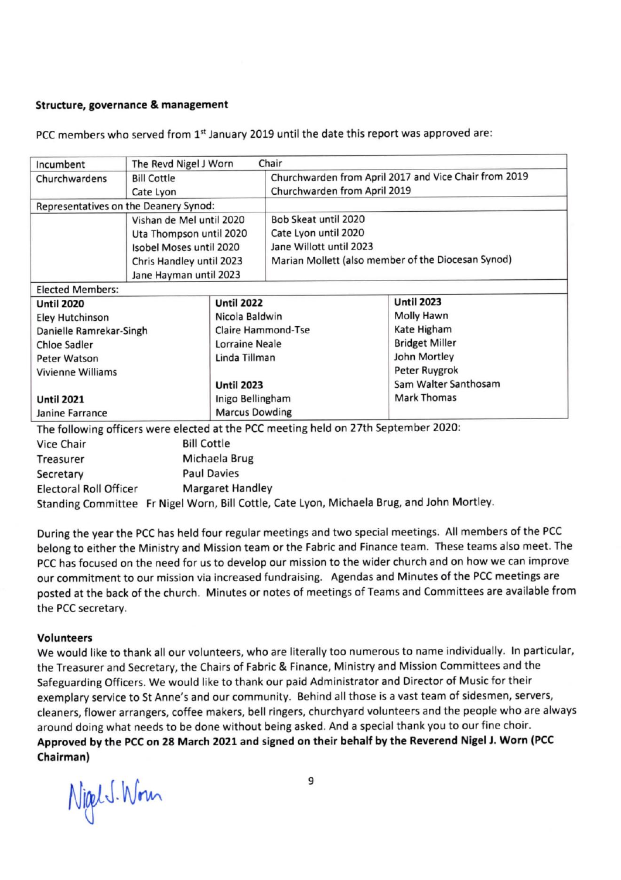**Structure, governance & management**

PCC members who served from 1st January 2019 until the date this report was approved are:

| Incumbent | The Revd Nigel J Worn | Chair |
|---|---|---|
| Churchwardens | Bill Cottle | Churchwarden from April 2017 and Vice Chair from 2019 |
| | Cate Lyon | Churchwarden from April 2019 |
| Representatives on the Deanery Synod: | | |
| | Vishan de Mel until 2020 | Bob Skeat until 2020 |
| | Uta Thompson until 2020 | Cate Lyon until 2020 |
| | Isobel Moses until 2020 | Jane Willott until 2023 |
| | Chris Handley until 2023 | Marian Mollett (also member of the Diocesan Synod) |
| | Jane Hayman until 2023 | |

| Elected Members: | | |
|---|---|---|
| **Until 2020** | **Until 2022** | **Until 2023** |
| Eley Hutchinson | Nicola Baldwin | Molly Hawn |
| Danielle Ramrekar-Singh | Claire Hammond-Tse | Kate Higham |
| Chloe Sadler | Lorraine Neale | Bridget Miller |
| Peter Watson | Linda Tillman | John Mortley |
| Vivienne Williams | | Peter Ruygrok |
| | **Until 2023** | Sam Walter Santhosam |
| **Until 2021** | Inigo Bellingham | Mark Thomas |
| Janine Farrance | Marcus Dowding | |

The following officers were elected at the PCC meeting held on 27th September 2020:

Vice Chair — Bill Cottle
Treasurer — Michaela Brug
Secretary — Paul Davies
Electoral Roll Officer — Margaret Handley
Standing Committee — Fr Nigel Worn, Bill Cottle, Cate Lyon, Michaela Brug, and John Mortley.

During the year the PCC has held four regular meetings and two special meetings. All members of the PCC belong to either the Ministry and Mission team or the Fabric and Finance team. These teams also meet. The PCC has focused on the need for us to develop our mission to the wider church and on how we can improve our commitment to our mission via increased fundraising. Agendas and Minutes of the PCC meetings are posted at the back of the church. Minutes or notes of meetings of Teams and Committees are available from the PCC secretary.

**Volunteers**

We would like to thank all our volunteers, who are literally too numerous to name individually. In particular, the Treasurer and Secretary, the Chairs of Fabric & Finance, Ministry and Mission Committees and the Safeguarding Officers. We would like to thank our paid Administrator and Director of Music for their exemplary service to St Anne's and our community. Behind all those is a vast team of sidesmen, servers, cleaners, flower arrangers, coffee makers, bell ringers, churchyard volunteers and the people who are always around doing what needs to be done without being asked. And a special thank you to our fine choir.

**Approved by the PCC on 28 March 2021 and signed on their behalf by the Reverend Nigel J. Worn (PCC Chairman)**

Nigel J. Worn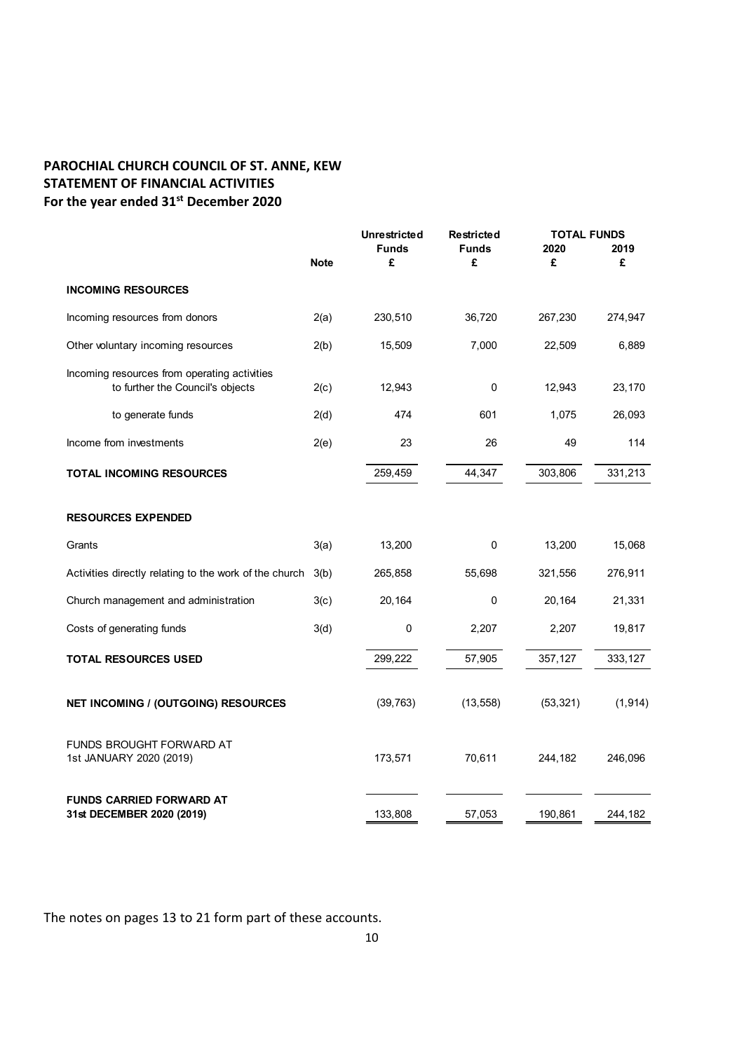**PAROCHIAL CHURCH COUNCIL OF ST. ANNE, KEW**
**STATEMENT OF FINANCIAL ACTIVITIES**
**For the year ended 31st December 2020**

| | Note | Unrestricted Funds £ | Restricted Funds £ | TOTAL FUNDS 2020 £ | TOTAL FUNDS 2019 £ |
|---|---|---|---|---|---|
| **INCOMING RESOURCES** | | | | | |
| Incoming resources from donors | 2(a) | 230,510 | 36,720 | 267,230 | 274,947 |
| Other voluntary incoming resources | 2(b) | 15,509 | 7,000 | 22,509 | 6,889 |
| Incoming resources from operating activities to further the Council's objects | 2(c) | 12,943 | 0 | 12,943 | 23,170 |
| to generate funds | 2(d) | 474 | 601 | 1,075 | 26,093 |
| Income from investments | 2(e) | 23 | 26 | 49 | 114 |
| **TOTAL INCOMING RESOURCES** | | 259,459 | 44,347 | 303,806 | 331,213 |
| **RESOURCES EXPENDED** | | | | | |
| Grants | 3(a) | 13,200 | 0 | 13,200 | 15,068 |
| Activities directly relating to the work of the church | 3(b) | 265,858 | 55,698 | 321,556 | 276,911 |
| Church management and administration | 3(c) | 20,164 | 0 | 20,164 | 21,331 |
| Costs of generating funds | 3(d) | 0 | 2,207 | 2,207 | 19,817 |
| **TOTAL RESOURCES USED** | | 299,222 | 57,905 | 357,127 | 333,127 |
| **NET INCOMING / (OUTGOING) RESOURCES** | | (39,763) | (13,558) | (53,321) | (1,914) |
| FUNDS BROUGHT FORWARD AT 1st JANUARY 2020 (2019) | | 173,571 | 70,611 | 244,182 | 246,096 |
| **FUNDS CARRIED FORWARD AT 31st DECEMBER 2020 (2019)** | | 133,808 | 57,053 | 190,861 | 244,182 |

The notes on pages 13 to 21 form part of these accounts.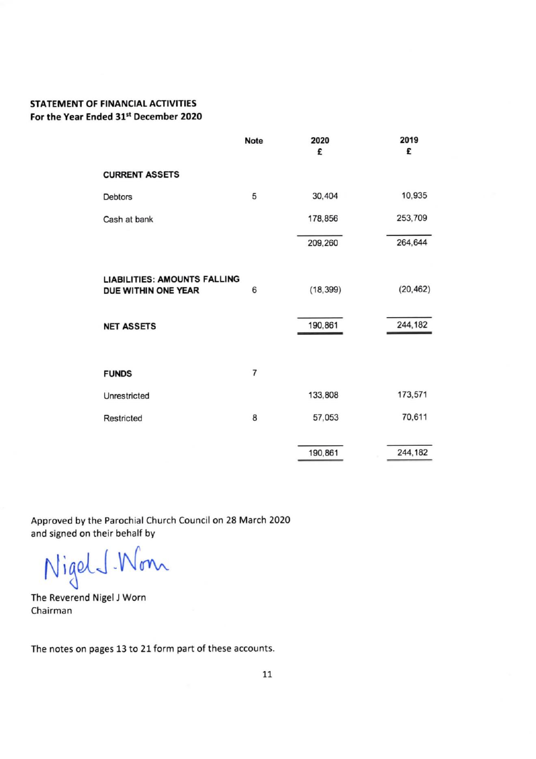**STATEMENT OF FINANCIAL ACTIVITIES**
**For the Year Ended 31st December 2020**

| | Note | 2020 £ | 2019 £ |
|---|---|---|---|
| **CURRENT ASSETS** | | | |
| Debtors | 5 | 30,404 | 10,935 |
| Cash at bank | | 178,856 | 253,709 |
| | | 209,260 | 264,644 |
| **LIABILITIES: AMOUNTS FALLING DUE WITHIN ONE YEAR** | 6 | (18,399) | (20,462) |
| **NET ASSETS** | | 190,861 | 244,182 |
| **FUNDS** | 7 | | |
| Unrestricted | | 133,808 | 173,571 |
| Restricted | 8 | 57,053 | 70,611 |
| | | 190,861 | 244,182 |

Approved by the Parochial Church Council on 28 March 2020
and signed on their behalf by

Nigel J. Worn

The Reverend Nigel J Worn
Chairman

The notes on pages 13 to 21 form part of these accounts.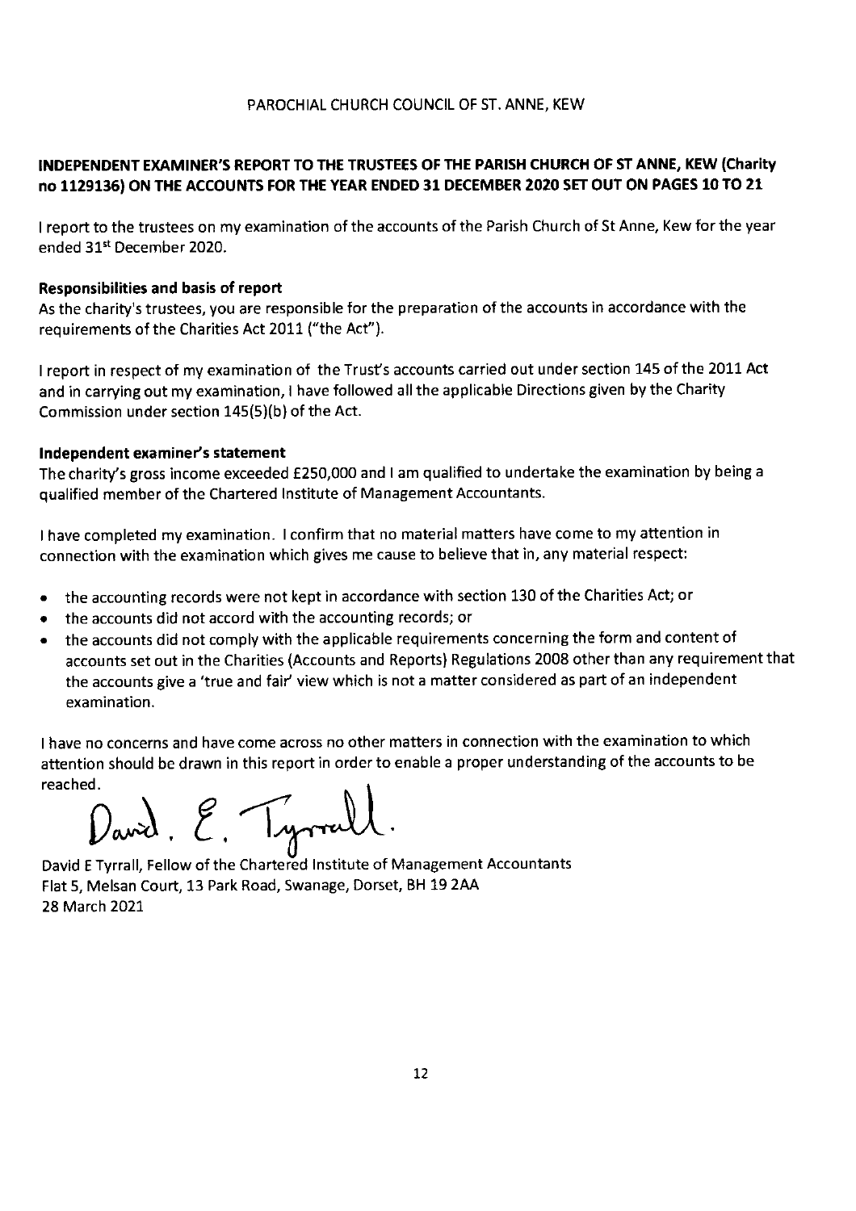PAROCHIAL CHURCH COUNCIL OF ST. ANNE, KEW

**INDEPENDENT EXAMINER'S REPORT TO THE TRUSTEES OF THE PARISH CHURCH OF ST ANNE, KEW (Charity no 1129136) ON THE ACCOUNTS FOR THE YEAR ENDED 31 DECEMBER 2020 SET OUT ON PAGES 10 TO 21**

I report to the trustees on my examination of the accounts of the Parish Church of St Anne, Kew for the year ended 31st December 2020.

**Responsibilities and basis of report**

As the charity's trustees, you are responsible for the preparation of the accounts in accordance with the requirements of the Charities Act 2011 ("the Act").

I report in respect of my examination of the Trust's accounts carried out under section 145 of the 2011 Act and in carrying out my examination, I have followed all the applicable Directions given by the Charity Commission under section 145(5)(b) of the Act.

**Independent examiner's statement**

The charity's gross income exceeded £250,000 and I am qualified to undertake the examination by being a qualified member of the Chartered Institute of Management Accountants.

I have completed my examination. I confirm that no material matters have come to my attention in connection with the examination which gives me cause to believe that in, any material respect:

- the accounting records were not kept in accordance with section 130 of the Charities Act; or
- the accounts did not accord with the accounting records; or
- the accounts did not comply with the applicable requirements concerning the form and content of accounts set out in the Charities (Accounts and Reports) Regulations 2008 other than any requirement that the accounts give a 'true and fair' view which is not a matter considered as part of an independent examination.

I have no concerns and have come across no other matters in connection with the examination to which attention should be drawn in this report in order to enable a proper understanding of the accounts to be reached.

David. E. Tyrrall.

David E Tyrrall, Fellow of the Chartered Institute of Management Accountants
Flat 5, Melsan Court, 13 Park Road, Swanage, Dorset, BH 19 2AA
28 March 2021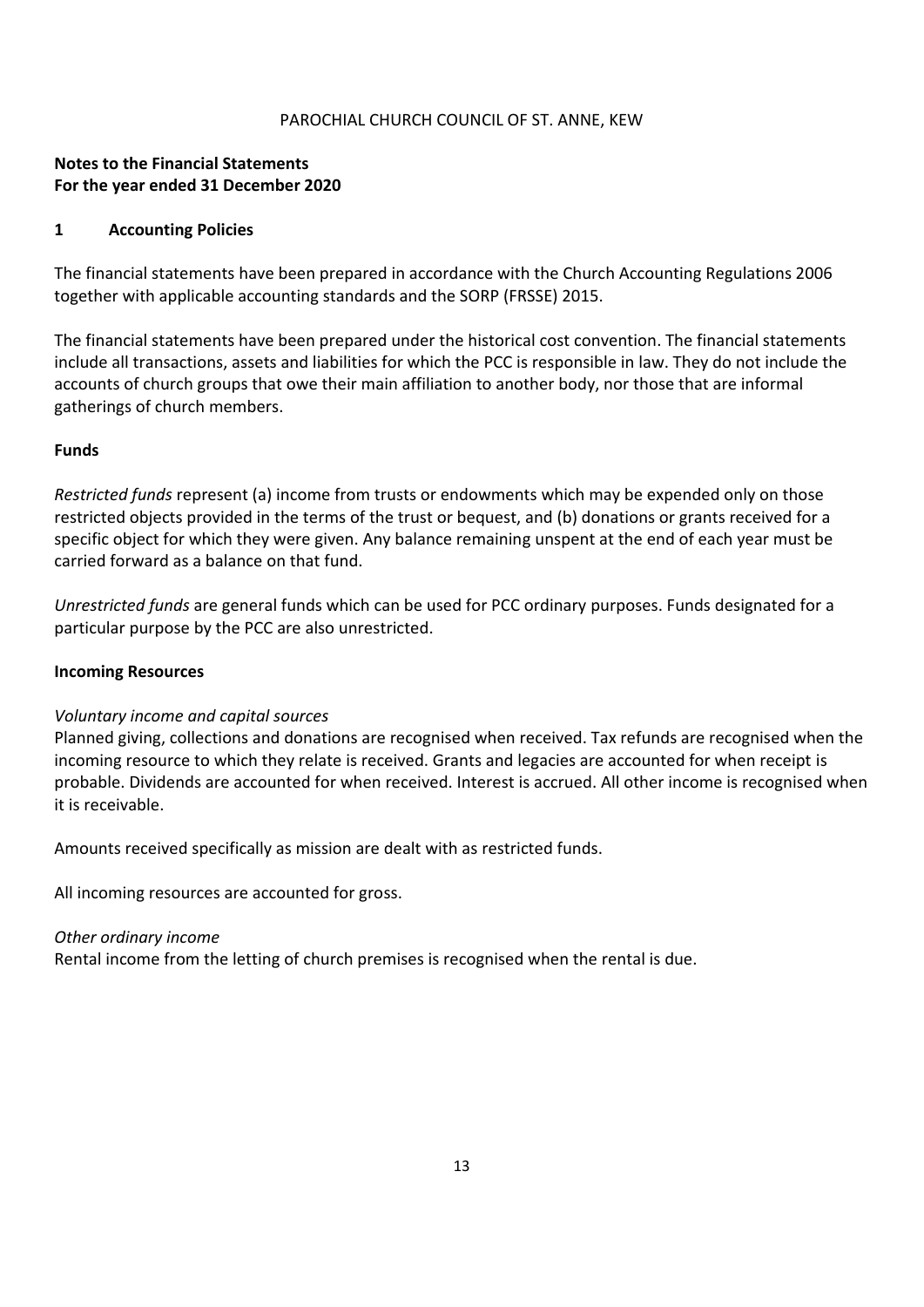PAROCHIAL CHURCH COUNCIL OF ST. ANNE, KEW

**Notes to the Financial Statements**
**For the year ended 31 December 2020**

## 1 Accounting Policies

The financial statements have been prepared in accordance with the Church Accounting Regulations 2006 together with applicable accounting standards and the SORP (FRSSE) 2015.

The financial statements have been prepared under the historical cost convention. The financial statements include all transactions, assets and liabilities for which the PCC is responsible in law. They do not include the accounts of church groups that owe their main affiliation to another body, nor those that are informal gatherings of church members.

### Funds

*Restricted funds* represent (a) income from trusts or endowments which may be expended only on those restricted objects provided in the terms of the trust or bequest, and (b) donations or grants received for a specific object for which they were given. Any balance remaining unspent at the end of each year must be carried forward as a balance on that fund.

*Unrestricted funds* are general funds which can be used for PCC ordinary purposes. Funds designated for a particular purpose by the PCC are also unrestricted.

### Incoming Resources

*Voluntary income and capital sources*
Planned giving, collections and donations are recognised when received. Tax refunds are recognised when the incoming resource to which they relate is received. Grants and legacies are accounted for when receipt is probable. Dividends are accounted for when received. Interest is accrued. All other income is recognised when it is receivable.

Amounts received specifically as mission are dealt with as restricted funds.

All incoming resources are accounted for gross.

*Other ordinary income*
Rental income from the letting of church premises is recognised when the rental is due.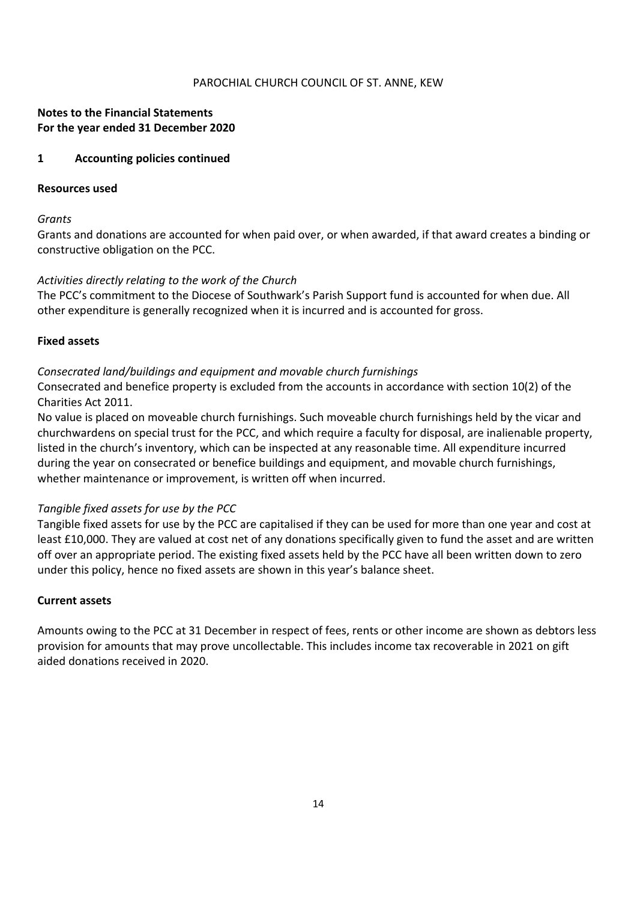PAROCHIAL CHURCH COUNCIL OF ST. ANNE, KEW

**Notes to the Financial Statements**
**For the year ended 31 December 2020**

## 1 Accounting policies continued

### Resources used

*Grants*

Grants and donations are accounted for when paid over, or when awarded, if that award creates a binding or constructive obligation on the PCC.

*Activities directly relating to the work of the Church*

The PCC's commitment to the Diocese of Southwark's Parish Support fund is accounted for when due. All other expenditure is generally recognized when it is incurred and is accounted for gross.

### Fixed assets

*Consecrated land/buildings and equipment and movable church furnishings*

Consecrated and benefice property is excluded from the accounts in accordance with section 10(2) of the Charities Act 2011.

No value is placed on moveable church furnishings. Such moveable church furnishings held by the vicar and churchwardens on special trust for the PCC, and which require a faculty for disposal, are inalienable property, listed in the church's inventory, which can be inspected at any reasonable time. All expenditure incurred during the year on consecrated or benefice buildings and equipment, and movable church furnishings, whether maintenance or improvement, is written off when incurred.

*Tangible fixed assets for use by the PCC*

Tangible fixed assets for use by the PCC are capitalised if they can be used for more than one year and cost at least £10,000. They are valued at cost net of any donations specifically given to fund the asset and are written off over an appropriate period. The existing fixed assets held by the PCC have all been written down to zero under this policy, hence no fixed assets are shown in this year's balance sheet.

### Current assets

Amounts owing to the PCC at 31 December in respect of fees, rents or other income are shown as debtors less provision for amounts that may prove uncollectable. This includes income tax recoverable in 2021 on gift aided donations received in 2020.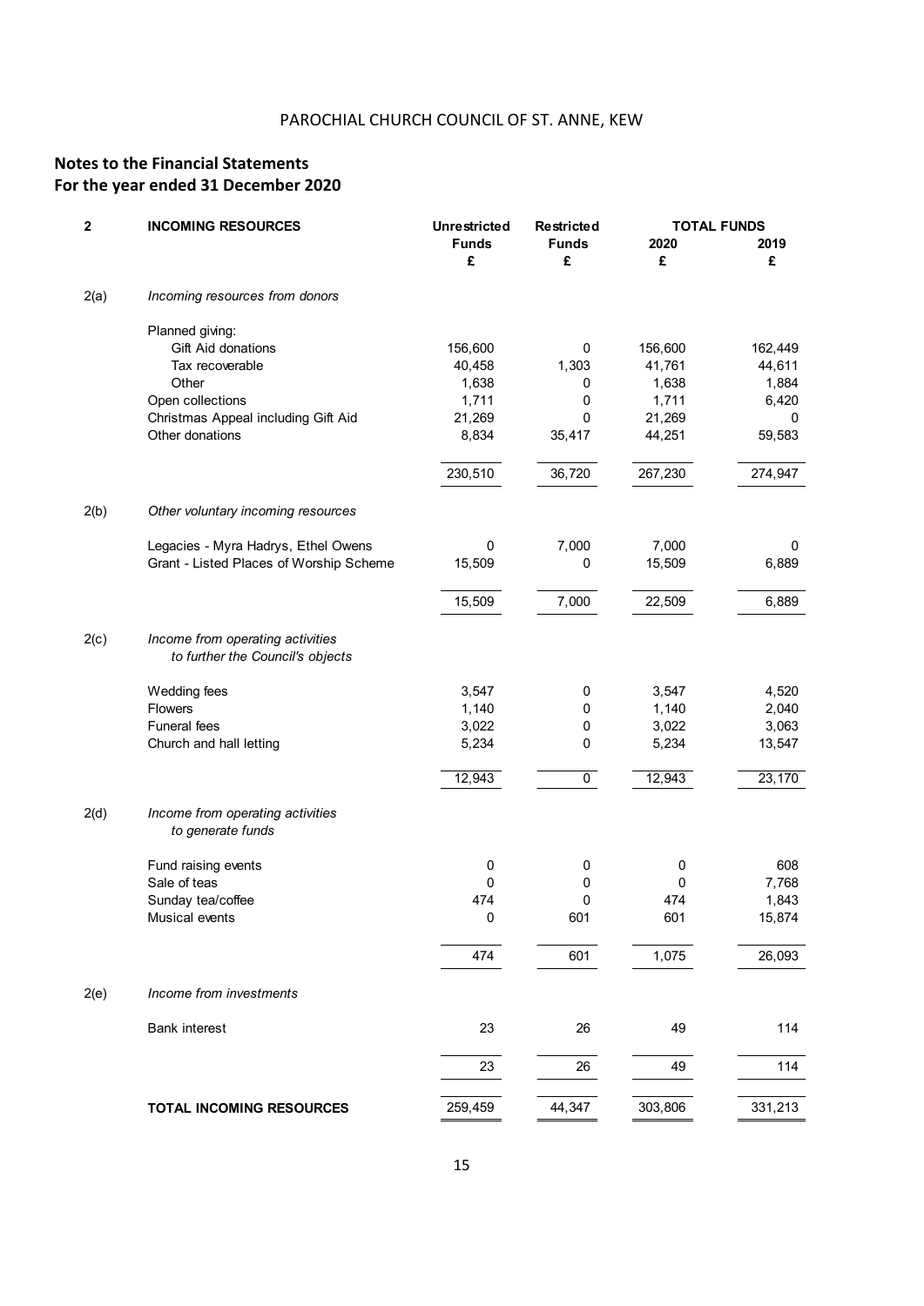## Notes to the Financial Statements
## For the year ended 31 December 2020

| 2 | INCOMING RESOURCES | Unrestricted Funds £ | Restricted Funds £ | TOTAL FUNDS 2020 £ | TOTAL FUNDS 2019 £ |
|---|---|---|---|---|---|
| 2(a) | *Incoming resources from donors* | | | | |
| | Planned giving: | | | | |
| | Gift Aid donations | 156,600 | 0 | 156,600 | 162,449 |
| | Tax recoverable | 40,458 | 1,303 | 41,761 | 44,611 |
| | Other | 1,638 | 0 | 1,638 | 1,884 |
| | Open collections | 1,711 | 0 | 1,711 | 6,420 |
| | Christmas Appeal including Gift Aid | 21,269 | 0 | 21,269 | 0 |
| | Other donations | 8,834 | 35,417 | 44,251 | 59,583 |
| | | 230,510 | 36,720 | 267,230 | 274,947 |
| 2(b) | *Other voluntary incoming resources* | | | | |
| | Legacies - Myra Hadrys, Ethel Owens | 0 | 7,000 | 7,000 | 0 |
| | Grant - Listed Places of Worship Scheme | 15,509 | 0 | 15,509 | 6,889 |
| | | 15,509 | 7,000 | 22,509 | 6,889 |
| 2(c) | *Income from operating activities to further the Council's objects* | | | | |
| | Wedding fees | 3,547 | 0 | 3,547 | 4,520 |
| | Flowers | 1,140 | 0 | 1,140 | 2,040 |
| | Funeral fees | 3,022 | 0 | 3,022 | 3,063 |
| | Church and hall letting | 5,234 | 0 | 5,234 | 13,547 |
| | | 12,943 | 0 | 12,943 | 23,170 |
| 2(d) | *Income from operating activities to generate funds* | | | | |
| | Fund raising events | 0 | 0 | 0 | 608 |
| | Sale of teas | 0 | 0 | 0 | 7,768 |
| | Sunday tea/coffee | 474 | 0 | 474 | 1,843 |
| | Musical events | 0 | 601 | 601 | 15,874 |
| | | 474 | 601 | 1,075 | 26,093 |
| 2(e) | *Income from investments* | | | | |
| | Bank interest | 23 | 26 | 49 | 114 |
| | | 23 | 26 | 49 | 114 |
| | **TOTAL INCOMING RESOURCES** | 259,459 | 44,347 | 303,806 | 331,213 |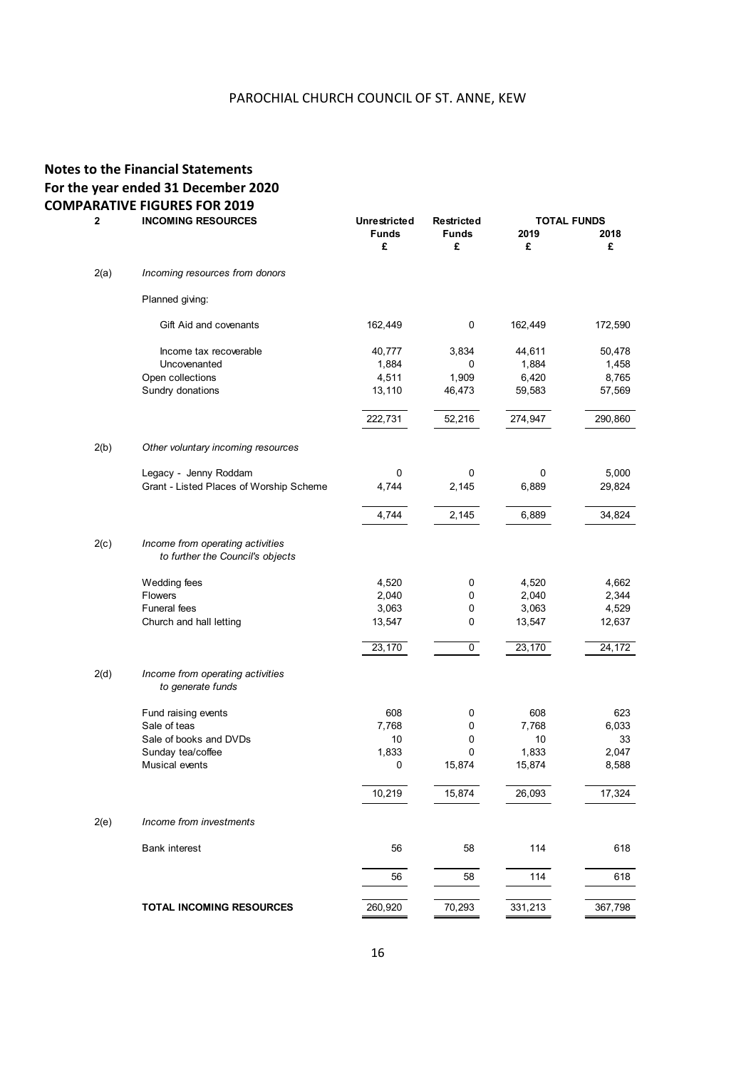PAROCHIAL CHURCH COUNCIL OF ST. ANNE, KEW

## Notes to the Financial Statements
## For the year ended 31 December 2020
## COMPARATIVE FIGURES FOR 2019

| 2 | INCOMING RESOURCES | Unrestricted Funds £ | Restricted Funds £ | TOTAL FUNDS 2019 £ | 2018 £ |
|---|---|---|---|---|---|
| 2(a) | *Incoming resources from donors* | | | | |
| | Planned giving: | | | | |
| | Gift Aid and covenants | 162,449 | 0 | 162,449 | 172,590 |
| | Income tax recoverable | 40,777 | 3,834 | 44,611 | 50,478 |
| | Uncovenanted | 1,884 | 0 | 1,884 | 1,458 |
| | Open collections | 4,511 | 1,909 | 6,420 | 8,765 |
| | Sundry donations | 13,110 | 46,473 | 59,583 | 57,569 |
| | | 222,731 | 52,216 | 274,947 | 290,860 |
| 2(b) | *Other voluntary incoming resources* | | | | |
| | Legacy - Jenny Roddam | 0 | 0 | 0 | 5,000 |
| | Grant - Listed Places of Worship Scheme | 4,744 | 2,145 | 6,889 | 29,824 |
| | | 4,744 | 2,145 | 6,889 | 34,824 |
| 2(c) | *Income from operating activities to further the Council's objects* | | | | |
| | Wedding fees | 4,520 | 0 | 4,520 | 4,662 |
| | Flowers | 2,040 | 0 | 2,040 | 2,344 |
| | Funeral fees | 3,063 | 0 | 3,063 | 4,529 |
| | Church and hall letting | 13,547 | 0 | 13,547 | 12,637 |
| | | 23,170 | 0 | 23,170 | 24,172 |
| 2(d) | *Income from operating activities to generate funds* | | | | |
| | Fund raising events | 608 | 0 | 608 | 623 |
| | Sale of teas | 7,768 | 0 | 7,768 | 6,033 |
| | Sale of books and DVDs | 10 | 0 | 10 | 33 |
| | Sunday tea/coffee | 1,833 | 0 | 1,833 | 2,047 |
| | Musical events | 0 | 15,874 | 15,874 | 8,588 |
| | | 10,219 | 15,874 | 26,093 | 17,324 |
| 2(e) | *Income from investments* | | | | |
| | Bank interest | 56 | 58 | 114 | 618 |
| | | 56 | 58 | 114 | 618 |
| | **TOTAL INCOMING RESOURCES** | 260,920 | 70,293 | 331,213 | 367,798 |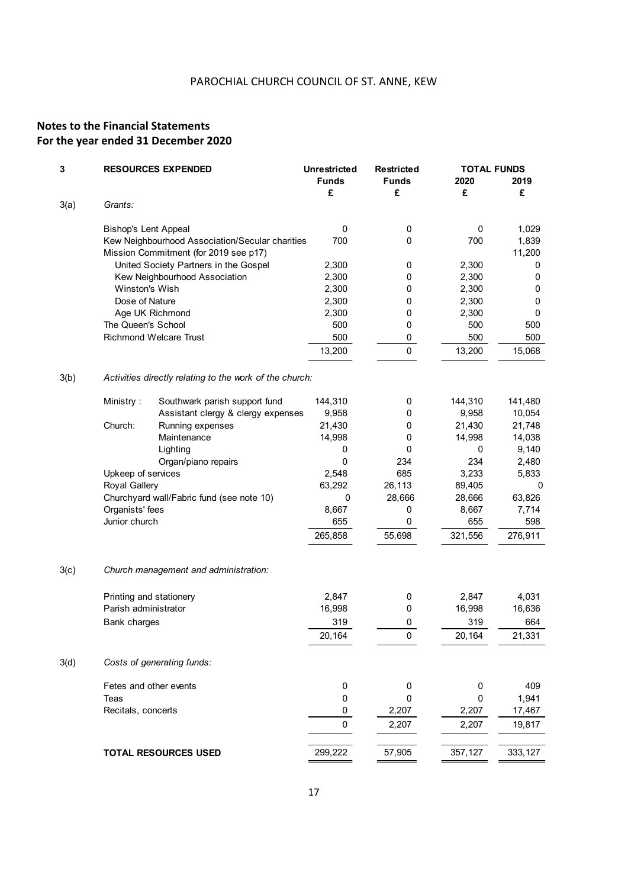PAROCHIAL CHURCH COUNCIL OF ST. ANNE, KEW

**Notes to the Financial Statements**
**For the year ended 31 December 2020**

| 3 | RESOURCES EXPENDED | Unrestricted Funds £ | Restricted Funds £ | TOTAL FUNDS 2020 £ | 2019 £ |
|---|---|---|---|---|---|
| 3(a) | *Grants:* | | | | |
| | Bishop's Lent Appeal | 0 | 0 | 0 | 1,029 |
| | Kew Neighbourhood Association/Secular charities | 700 | 0 | 700 | 1,839 |
| | Mission Commitment (for 2019 see p17) | | | | 11,200 |
| | United Society Partners in the Gospel | 2,300 | 0 | 2,300 | 0 |
| | Kew Neighbourhood Association | 2,300 | 0 | 2,300 | 0 |
| | Winston's Wish | 2,300 | 0 | 2,300 | 0 |
| | Dose of Nature | 2,300 | 0 | 2,300 | 0 |
| | Age UK Richmond | 2,300 | 0 | 2,300 | 0 |
| | The Queen's School | 500 | 0 | 500 | 500 |
| | Richmond Welcare Trust | 500 | 0 | 500 | 500 |
| | | 13,200 | 0 | 13,200 | 15,068 |
| 3(b) | *Activities directly relating to the work of the church:* | | | | |
| | Ministry: Southwark parish support fund | 144,310 | 0 | 144,310 | 141,480 |
| | Assistant clergy & clergy expenses | 9,958 | 0 | 9,958 | 10,054 |
| | Church: Running expenses | 21,430 | 0 | 21,430 | 21,748 |
| | Maintenance | 14,998 | 0 | 14,998 | 14,038 |
| | Lighting | 0 | 0 | 0 | 9,140 |
| | Organ/piano repairs | 0 | 234 | 234 | 2,480 |
| | Upkeep of services | 2,548 | 685 | 3,233 | 5,833 |
| | Royal Gallery | 63,292 | 26,113 | 89,405 | 0 |
| | Churchyard wall/Fabric fund (see note 10) | 0 | 28,666 | 28,666 | 63,826 |
| | Organists' fees | 8,667 | 0 | 8,667 | 7,714 |
| | Junior church | 655 | 0 | 655 | 598 |
| | | 265,858 | 55,698 | 321,556 | 276,911 |
| 3(c) | *Church management and administration:* | | | | |
| | Printing and stationery | 2,847 | 0 | 2,847 | 4,031 |
| | Parish administrator | 16,998 | 0 | 16,998 | 16,636 |
| | Bank charges | 319 | 0 | 319 | 664 |
| | | 20,164 | 0 | 20,164 | 21,331 |
| 3(d) | *Costs of generating funds:* | | | | |
| | Fetes and other events | 0 | 0 | 0 | 409 |
| | Teas | 0 | 0 | 0 | 1,941 |
| | Recitals, concerts | 0 | 2,207 | 2,207 | 17,467 |
| | | 0 | 2,207 | 2,207 | 19,817 |
| | **TOTAL RESOURCES USED** | 299,222 | 57,905 | 357,127 | 333,127 |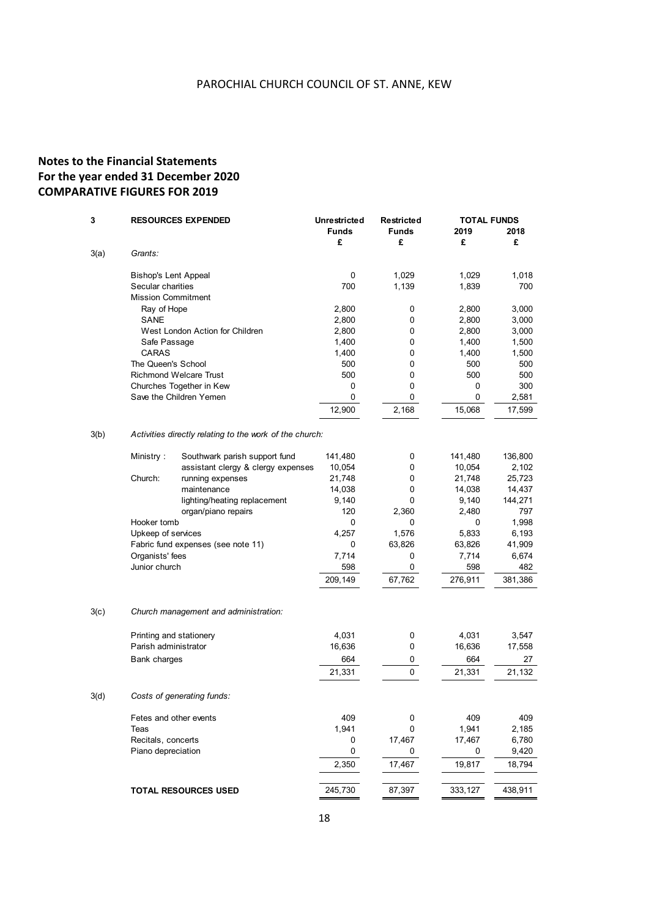PAROCHIAL CHURCH COUNCIL OF ST. ANNE, KEW

## Notes to the Financial Statements
## For the year ended 31 December 2020
## COMPARATIVE FIGURES FOR 2019

| 3 | RESOURCES EXPENDED | | Unrestricted Funds | Restricted Funds | TOTAL FUNDS | |
|---|---|---|---|---|---|---|
| | | | | | 2019 | 2018 |
| | | | £ | £ | £ | £ |
| 3(a) | *Grants:* | | | | | |
| | Bishop's Lent Appeal | | 0 | 1,029 | 1,029 | 1,018 |
| | Secular charities | | 700 | 1,139 | 1,839 | 700 |
| | Mission Commitment | | | | | |
| | Ray of Hope | | 2,800 | 0 | 2,800 | 3,000 |
| | SANE | | 2,800 | 0 | 2,800 | 3,000 |
| | West London Action for Children | | 2,800 | 0 | 2,800 | 3,000 |
| | Safe Passage | | 1,400 | 0 | 1,400 | 1,500 |
| | CARAS | | 1,400 | 0 | 1,400 | 1,500 |
| | The Queen's School | | 500 | 0 | 500 | 500 |
| | Richmond Welcare Trust | | 500 | 0 | 500 | 500 |
| | Churches Together in Kew | | 0 | 0 | 0 | 300 |
| | Save the Children Yemen | | 0 | 0 | 0 | 2,581 |
| | | | 12,900 | 2,168 | 15,068 | 17,599 |
| 3(b) | *Activities directly relating to the work of the church:* | | | | | |
| | Ministry : | Southwark parish support fund | 141,480 | 0 | 141,480 | 136,800 |
| | | assistant clergy & clergy expenses | 10,054 | 0 | 10,054 | 2,102 |
| | Church: | running expenses | 21,748 | 0 | 21,748 | 25,723 |
| | | maintenance | 14,038 | 0 | 14,038 | 14,437 |
| | | lighting/heating replacement | 9,140 | 0 | 9,140 | 144,271 |
| | | organ/piano repairs | 120 | 2,360 | 2,480 | 797 |
| | Hooker tomb | | 0 | 0 | 0 | 1,998 |
| | Upkeep of services | | 4,257 | 1,576 | 5,833 | 6,193 |
| | Fabric fund expenses (see note 11) | | 0 | 63,826 | 63,826 | 41,909 |
| | Organists' fees | | 7,714 | 0 | 7,714 | 6,674 |
| | Junior church | | 598 | 0 | 598 | 482 |
| | | | 209,149 | 67,762 | 276,911 | 381,386 |
| 3(c) | *Church management and administration:* | | | | | |
| | Printing and stationery | | 4,031 | 0 | 4,031 | 3,547 |
| | Parish administrator | | 16,636 | 0 | 16,636 | 17,558 |
| | Bank charges | | 664 | 0 | 664 | 27 |
| | | | 21,331 | 0 | 21,331 | 21,132 |
| 3(d) | *Costs of generating funds:* | | | | | |
| | Fetes and other events | | 409 | 0 | 409 | 409 |
| | Teas | | 1,941 | 0 | 1,941 | 2,185 |
| | Recitals, concerts | | 0 | 17,467 | 17,467 | 6,780 |
| | Piano depreciation | | 0 | 0 | 0 | 9,420 |
| | | | 2,350 | 17,467 | 19,817 | 18,794 |
| | **TOTAL RESOURCES USED** | | 245,730 | 87,397 | 333,127 | 438,911 |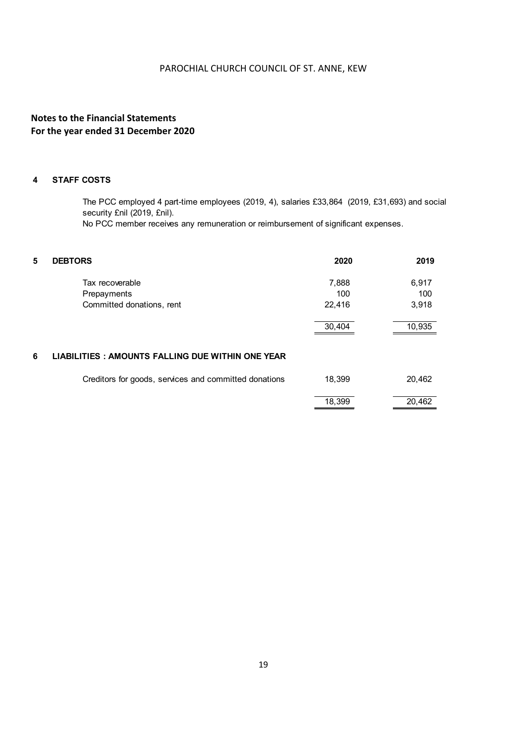PAROCHIAL CHURCH COUNCIL OF ST. ANNE, KEW

## Notes to the Financial Statements
## For the year ended 31 December 2020

### 4 STAFF COSTS

The PCC employed 4 part-time employees (2019, 4), salaries £33,864 (2019, £31,693) and social security £nil (2019, £nil).
No PCC member receives any remuneration or reimbursement of significant expenses.

### 5 DEBTORS

| | 2020 | 2019 |
|---|---|---|
| Tax recoverable | 7,888 | 6,917 |
| Prepayments | 100 | 100 |
| Committed donations, rent | 22,416 | 3,918 |
| | 30,404 | 10,935 |

### 6 LIABILITIES : AMOUNTS FALLING DUE WITHIN ONE YEAR

| | 2020 | 2019 |
|---|---|---|
| Creditors for goods, services and committed donations | 18,399 | 20,462 |
| | 18,399 | 20,462 |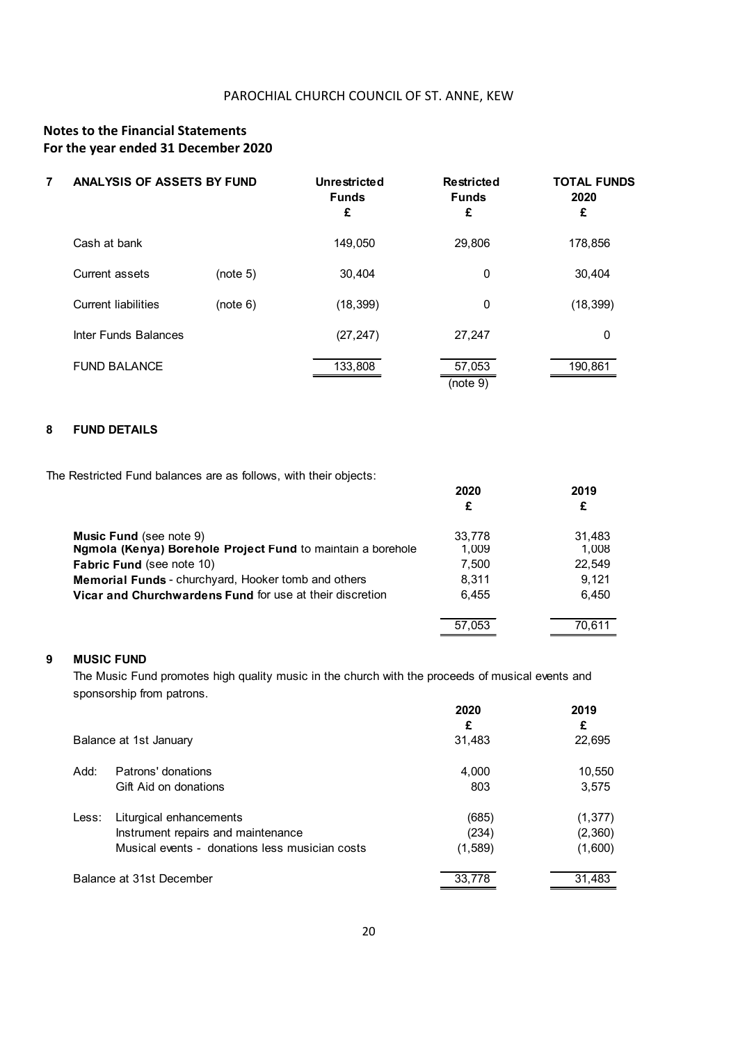PAROCHIAL CHURCH COUNCIL OF ST. ANNE, KEW

## Notes to the Financial Statements
## For the year ended 31 December 2020

### 7 ANALYSIS OF ASSETS BY FUND

| | | Unrestricted Funds £ | Restricted Funds £ | TOTAL FUNDS 2020 £ |
|---|---|---|---|---|
| Cash at bank | | 149,050 | 29,806 | 178,856 |
| Current assets | (note 5) | 30,404 | 0 | 30,404 |
| Current liabilities | (note 6) | (18,399) | 0 | (18,399) |
| Inter Funds Balances | | (27,247) | 27,247 | 0 |
| FUND BALANCE | | 133,808 | 57,053 (note 9) | 190,861 |

### 8 FUND DETAILS

The Restricted Fund balances are as follows, with their objects:

| | 2020 £ | 2019 £ |
|---|---|---|
| **Music Fund** (see note 9) | 33,778 | 31,483 |
| **Ngmola (Kenya) Borehole Project Fund** to maintain a borehole | 1,009 | 1,008 |
| **Fabric Fund** (see note 10) | 7,500 | 22,549 |
| **Memorial Funds** - churchyard, Hooker tomb and others | 8,311 | 9,121 |
| **Vicar and Churchwardens Fund** for use at their discretion | 6,455 | 6,450 |
| | 57,053 | 70,611 |

### 9 MUSIC FUND

The Music Fund promotes high quality music in the church with the proceeds of musical events and sponsorship from patrons.

| | | 2020 £ | 2019 £ |
|---|---|---|---|
| Balance at 1st January | | 31,483 | 22,695 |
| Add: | Patrons' donations | 4,000 | 10,550 |
| | Gift Aid on donations | 803 | 3,575 |
| Less: | Liturgical enhancements | (685) | (1,377) |
| | Instrument repairs and maintenance | (234) | (2,360) |
| | Musical events - donations less musician costs | (1,589) | (1,600) |
| Balance at 31st December | | 33,778 | 31,483 |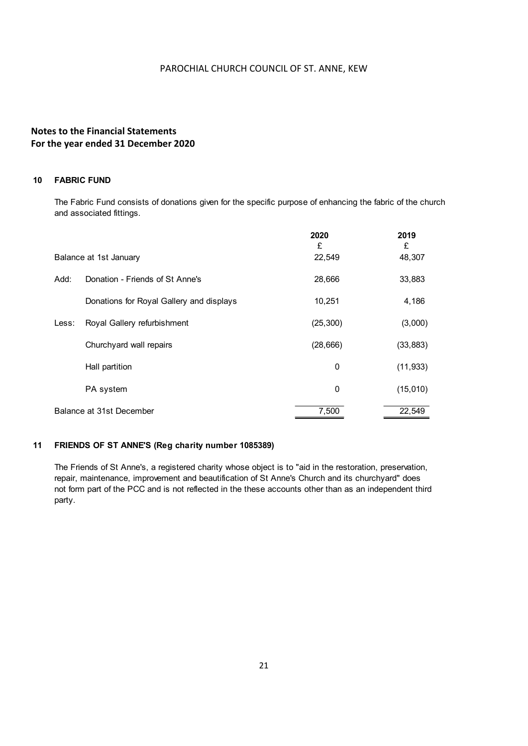PAROCHIAL CHURCH COUNCIL OF ST. ANNE, KEW

## Notes to the Financial Statements
## For the year ended 31 December 2020

### 10 FABRIC FUND

The Fabric Fund consists of donations given for the specific purpose of enhancing the fabric of the church and associated fittings.

| | | 2020 | 2019 |
|---|---|---|---|
| | | £ | £ |
| Balance at 1st January | | 22,549 | 48,307 |
| Add: | Donation - Friends of St Anne's | 28,666 | 33,883 |
| | Donations for Royal Gallery and displays | 10,251 | 4,186 |
| Less: | Royal Gallery refurbishment | (25,300) | (3,000) |
| | Churchyard wall repairs | (28,666) | (33,883) |
| | Hall partition | 0 | (11,933) |
| | PA system | 0 | (15,010) |
| Balance at 31st December | | 7,500 | 22,549 |

### 11 FRIENDS OF ST ANNE'S (Reg charity number 1085389)

The Friends of St Anne's, a registered charity whose object is to "aid in the restoration, preservation, repair, maintenance, improvement and beautification of St Anne's Church and its churchyard" does not form part of the PCC and is not reflected in the these accounts other than as an independent third party.